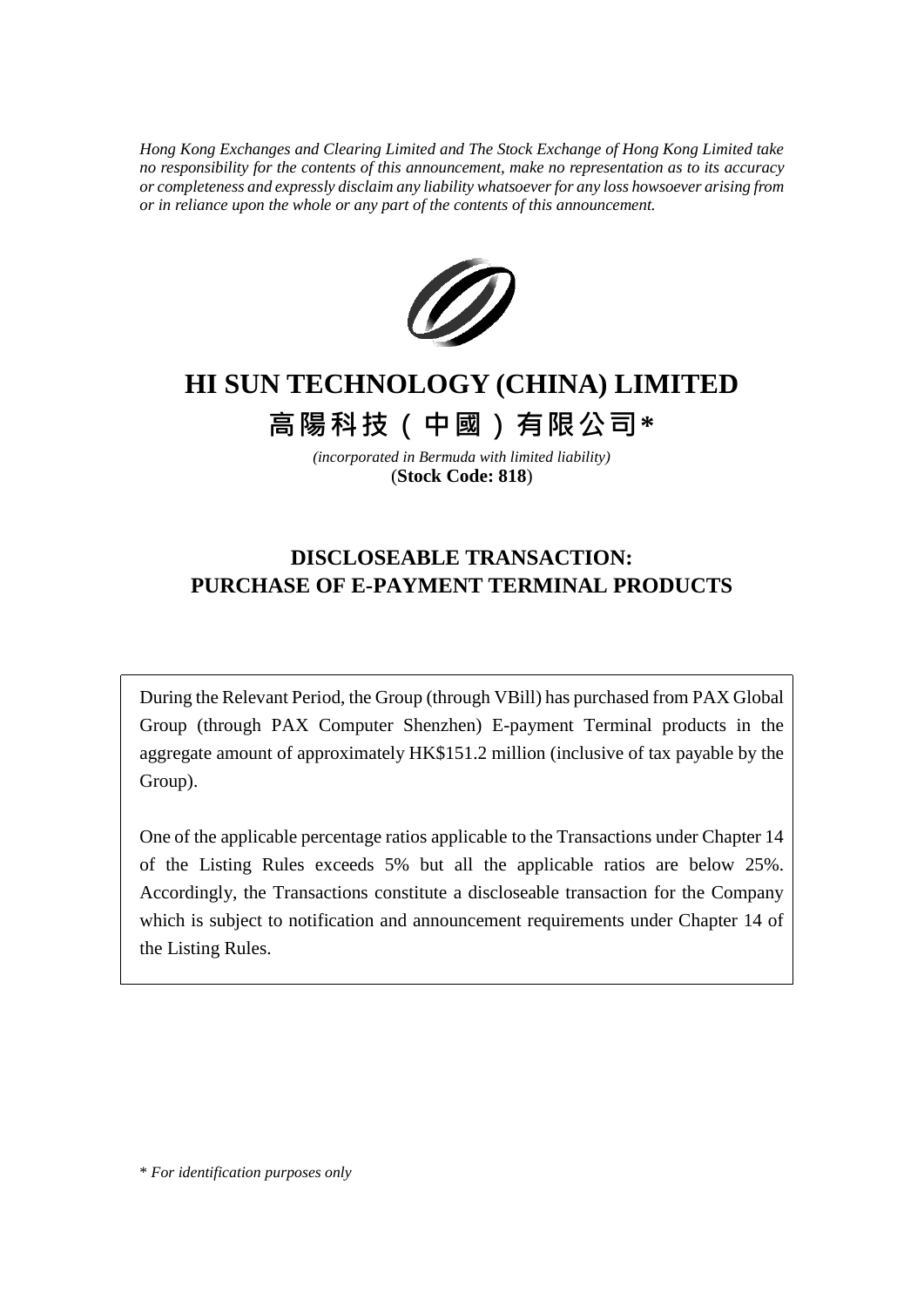*Hong Kong Exchanges and Clearing Limited and The Stock Exchange of Hong Kong Limited take no responsibility for the contents of this announcement, make no representation as to its accuracy or completeness and expressly disclaim any liability whatsoever for any loss howsoever arising from or in reliance upon the whole or any part of the contents of this announcement.*

# HI SUN TECHNOLOGY (CHINA) LIMITED

# 高陽科技（中國）有限公司*

*(incorporated in Bermuda with limited liability)*

(**Stock Code: 818**)

## DISCLOSEABLE TRANSACTION: PURCHASE OF E-PAYMENT TERMINAL PRODUCTS

During the Relevant Period, the Group (through VBill) has purchased from PAX Global Group (through PAX Computer Shenzhen) E-payment Terminal products in the aggregate amount of approximately HK$151.2 million (inclusive of tax payable by the Group).

One of the applicable percentage ratios applicable to the Transactions under Chapter 14 of the Listing Rules exceeds 5% but all the applicable ratios are below 25%. Accordingly, the Transactions constitute a discloseable transaction for the Company which is subject to notification and announcement requirements under Chapter 14 of the Listing Rules.

\* *For identification purposes only*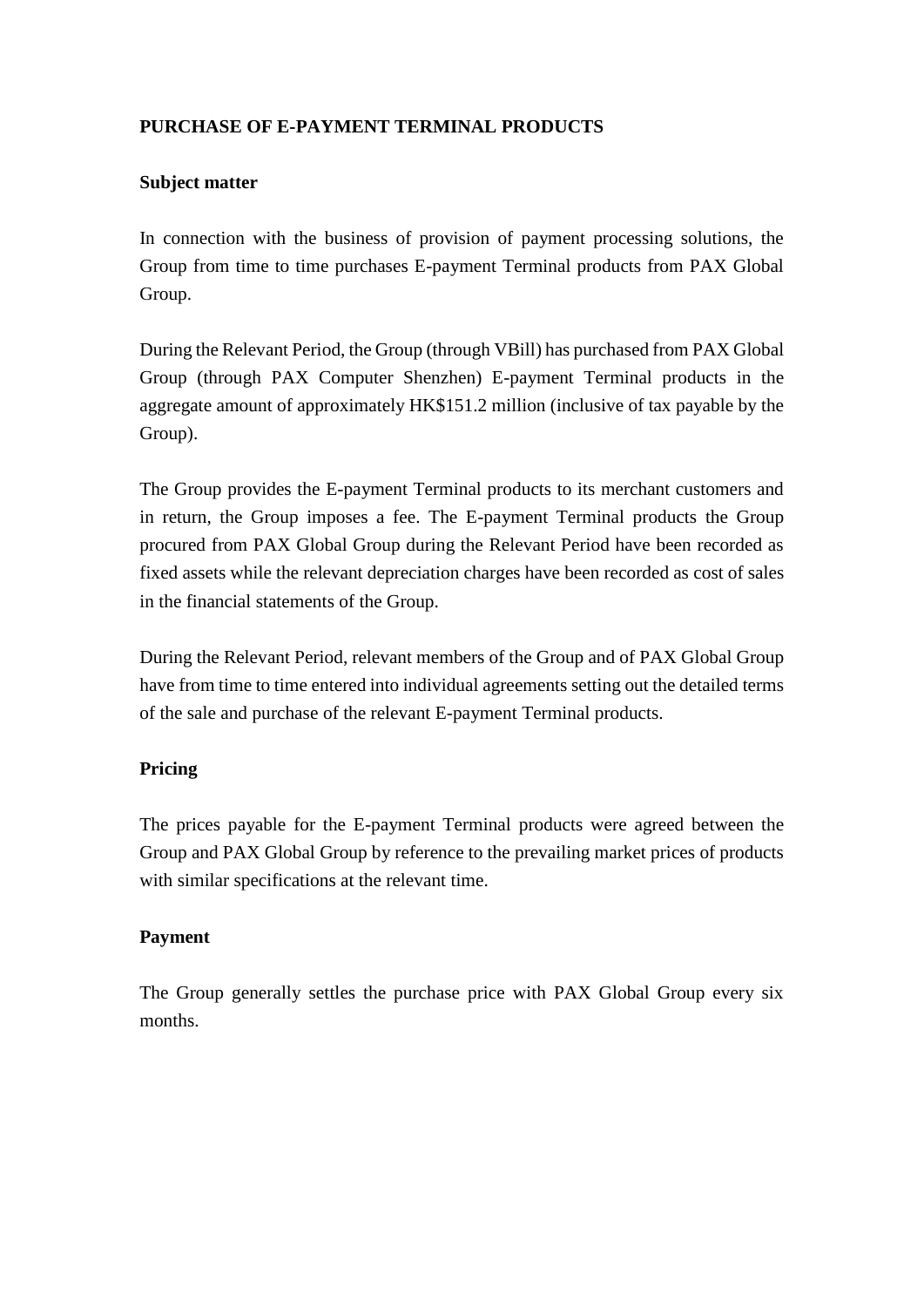**PURCHASE OF E-PAYMENT TERMINAL PRODUCTS**

**Subject matter**

In connection with the business of provision of payment processing solutions, the Group from time to time purchases E-payment Terminal products from PAX Global Group.

During the Relevant Period, the Group (through VBill) has purchased from PAX Global Group (through PAX Computer Shenzhen) E-payment Terminal products in the aggregate amount of approximately HK$151.2 million (inclusive of tax payable by the Group).

The Group provides the E-payment Terminal products to its merchant customers and in return, the Group imposes a fee. The E-payment Terminal products the Group procured from PAX Global Group during the Relevant Period have been recorded as fixed assets while the relevant depreciation charges have been recorded as cost of sales in the financial statements of the Group.

During the Relevant Period, relevant members of the Group and of PAX Global Group have from time to time entered into individual agreements setting out the detailed terms of the sale and purchase of the relevant E-payment Terminal products.

**Pricing**

The prices payable for the E-payment Terminal products were agreed between the Group and PAX Global Group by reference to the prevailing market prices of products with similar specifications at the relevant time.

**Payment**

The Group generally settles the purchase price with PAX Global Group every six months.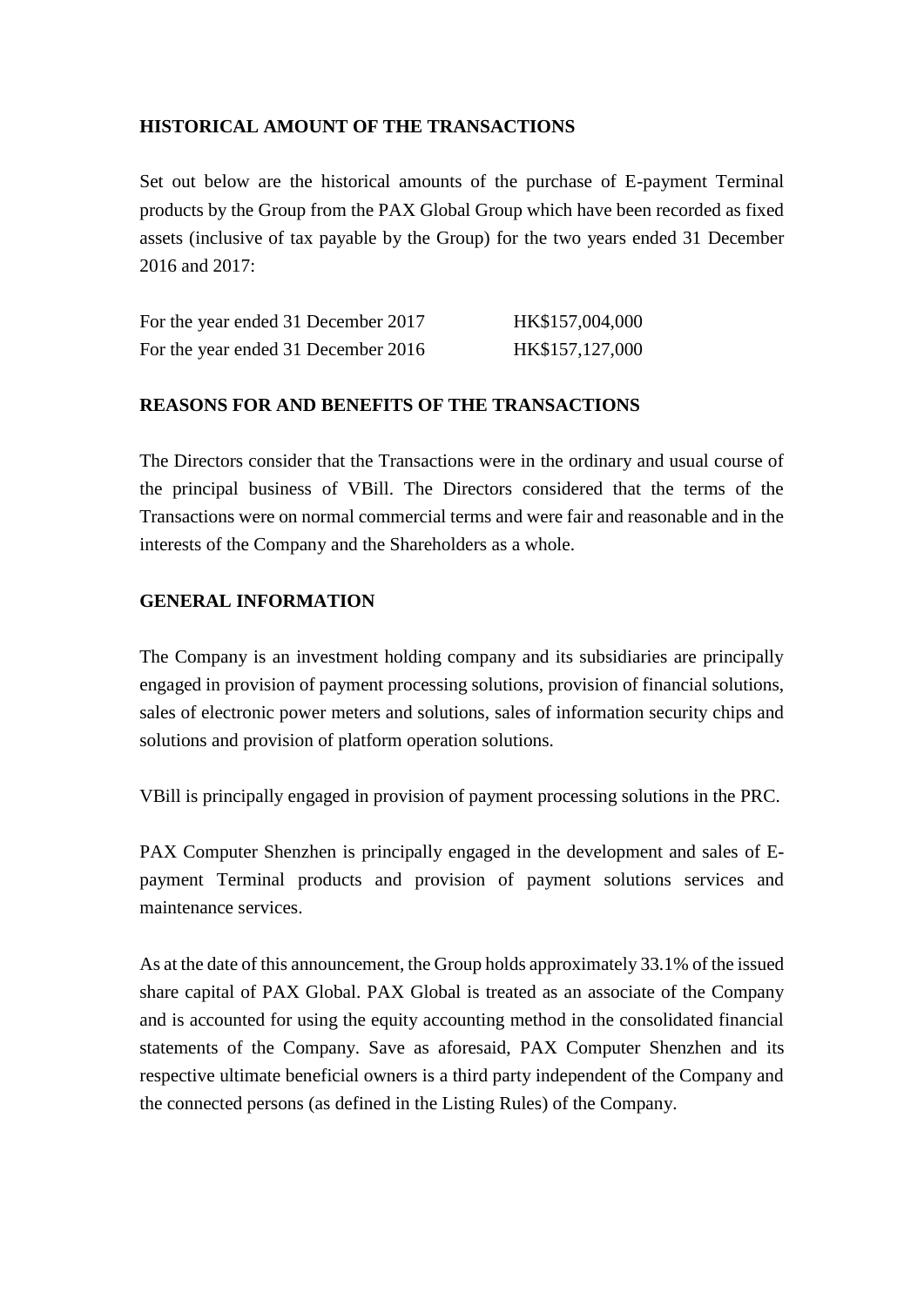## HISTORICAL AMOUNT OF THE TRANSACTIONS

Set out below are the historical amounts of the purchase of E-payment Terminal products by the Group from the PAX Global Group which have been recorded as fixed assets (inclusive of tax payable by the Group) for the two years ended 31 December 2016 and 2017:

| | |
|---|---|
| For the year ended 31 December 2017 | HK$157,004,000 |
| For the year ended 31 December 2016 | HK$157,127,000 |

## REASONS FOR AND BENEFITS OF THE TRANSACTIONS

The Directors consider that the Transactions were in the ordinary and usual course of the principal business of VBill. The Directors considered that the terms of the Transactions were on normal commercial terms and were fair and reasonable and in the interests of the Company and the Shareholders as a whole.

## GENERAL INFORMATION

The Company is an investment holding company and its subsidiaries are principally engaged in provision of payment processing solutions, provision of financial solutions, sales of electronic power meters and solutions, sales of information security chips and solutions and provision of platform operation solutions.

VBill is principally engaged in provision of payment processing solutions in the PRC.

PAX Computer Shenzhen is principally engaged in the development and sales of E-payment Terminal products and provision of payment solutions services and maintenance services.

As at the date of this announcement, the Group holds approximately 33.1% of the issued share capital of PAX Global. PAX Global is treated as an associate of the Company and is accounted for using the equity accounting method in the consolidated financial statements of the Company. Save as aforesaid, PAX Computer Shenzhen and its respective ultimate beneficial owners is a third party independent of the Company and the connected persons (as defined in the Listing Rules) of the Company.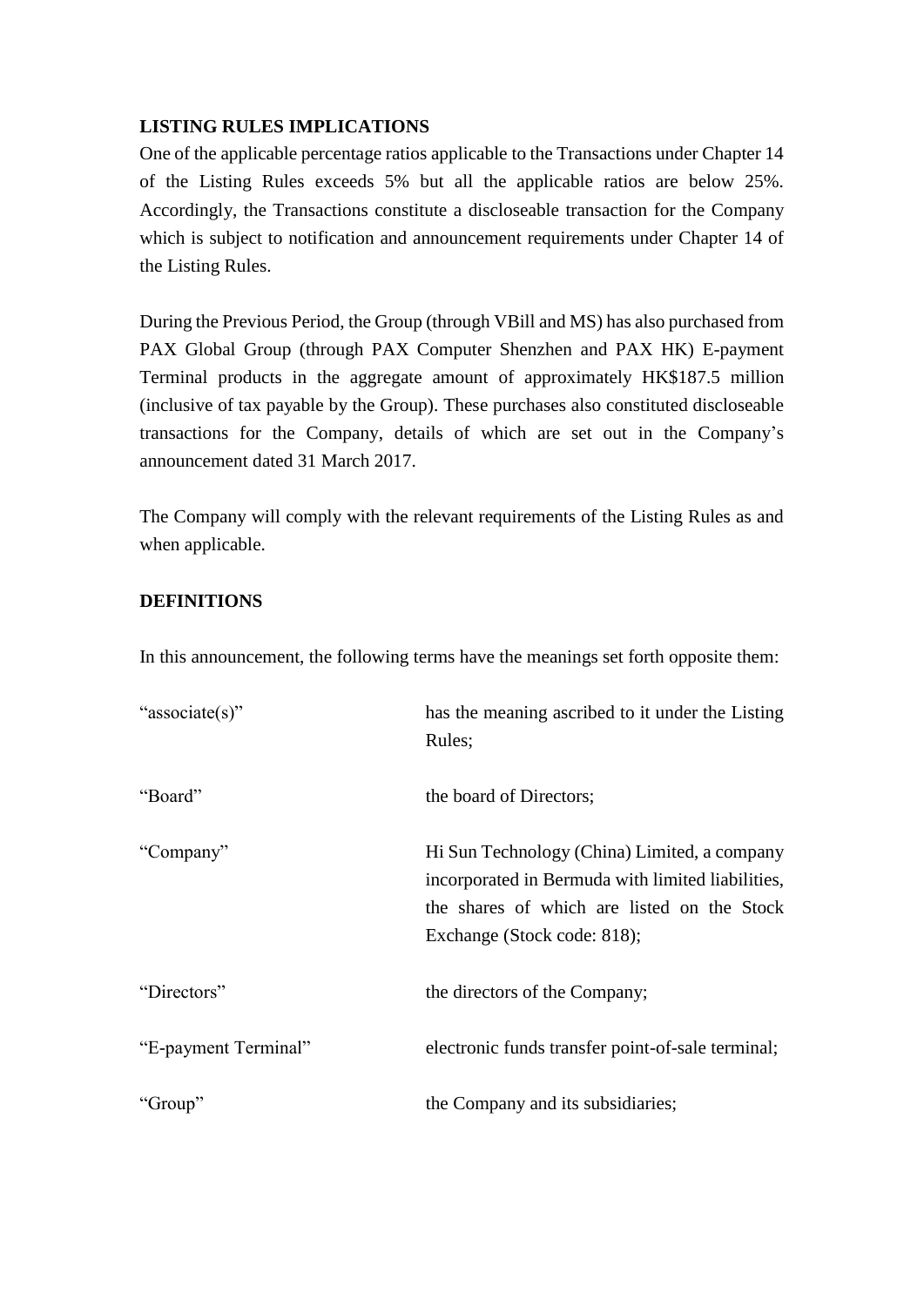**LISTING RULES IMPLICATIONS**

One of the applicable percentage ratios applicable to the Transactions under Chapter 14 of the Listing Rules exceeds 5% but all the applicable ratios are below 25%. Accordingly, the Transactions constitute a discloseable transaction for the Company which is subject to notification and announcement requirements under Chapter 14 of the Listing Rules.

During the Previous Period, the Group (through VBill and MS) has also purchased from PAX Global Group (through PAX Computer Shenzhen and PAX HK) E-payment Terminal products in the aggregate amount of approximately HK$187.5 million (inclusive of tax payable by the Group). These purchases also constituted discloseable transactions for the Company, details of which are set out in the Company's announcement dated 31 March 2017.

The Company will comply with the relevant requirements of the Listing Rules as and when applicable.

**DEFINITIONS**

In this announcement, the following terms have the meanings set forth opposite them:

| | |
|---|---|
| "associate(s)" | has the meaning ascribed to it under the Listing Rules; |
| "Board" | the board of Directors; |
| "Company" | Hi Sun Technology (China) Limited, a company incorporated in Bermuda with limited liabilities, the shares of which are listed on the Stock Exchange (Stock code: 818); |
| "Directors" | the directors of the Company; |
| "E-payment Terminal" | electronic funds transfer point-of-sale terminal; |
| "Group" | the Company and its subsidiaries; |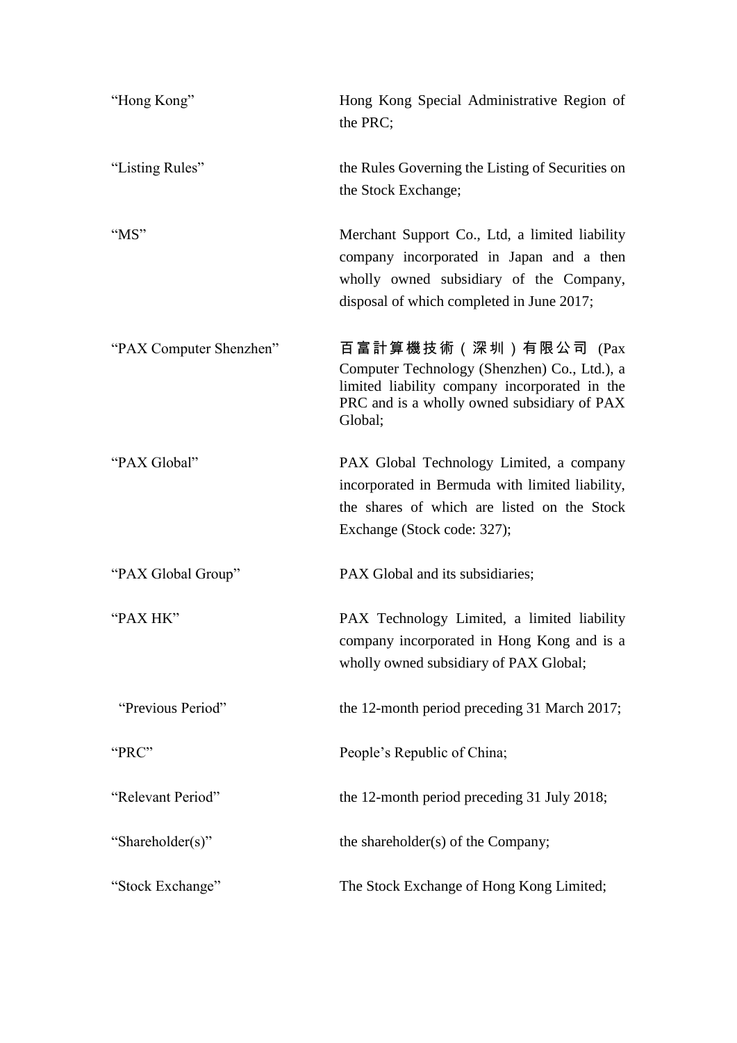| | |
|---|---|
| "Hong Kong" | Hong Kong Special Administrative Region of the PRC; |
| "Listing Rules" | the Rules Governing the Listing of Securities on the Stock Exchange; |
| "MS" | Merchant Support Co., Ltd, a limited liability company incorporated in Japan and a then wholly owned subsidiary of the Company, disposal of which completed in June 2017; |
| "PAX Computer Shenzhen" | 百富計算機技術（深圳）有限公司 (Pax Computer Technology (Shenzhen) Co., Ltd.), a limited liability company incorporated in the PRC and is a wholly owned subsidiary of PAX Global; |
| "PAX Global" | PAX Global Technology Limited, a company incorporated in Bermuda with limited liability, the shares of which are listed on the Stock Exchange (Stock code: 327); |
| "PAX Global Group" | PAX Global and its subsidiaries; |
| "PAX HK" | PAX Technology Limited, a limited liability company incorporated in Hong Kong and is a wholly owned subsidiary of PAX Global; |
| "Previous Period" | the 12-month period preceding 31 March 2017; |
| "PRC" | People's Republic of China; |
| "Relevant Period" | the 12-month period preceding 31 July 2018; |
| "Shareholder(s)" | the shareholder(s) of the Company; |
| "Stock Exchange" | The Stock Exchange of Hong Kong Limited; |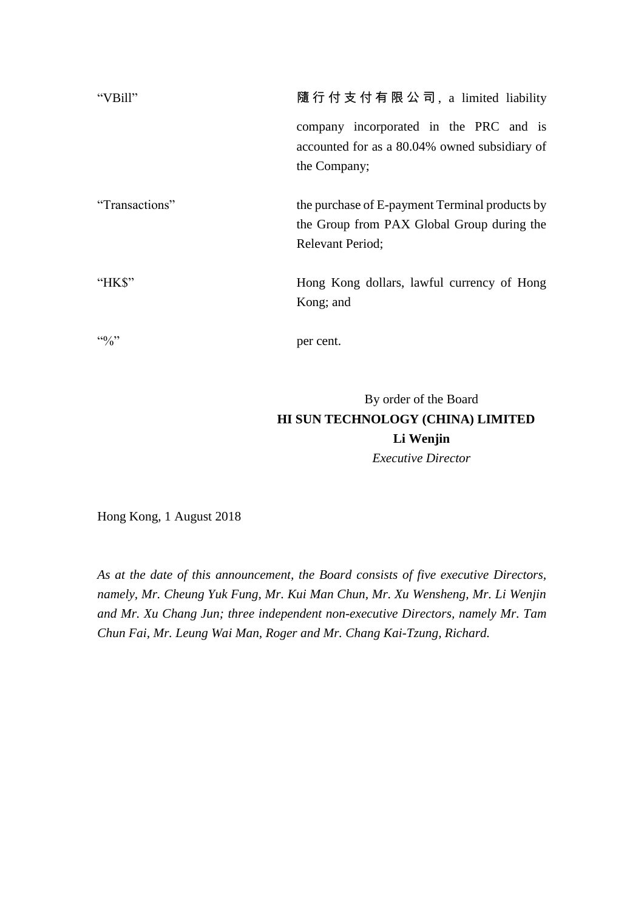| | |
|---|---|
| "VBill" | 隨行付支付有限公司, a limited liability company incorporated in the PRC and is accounted for as a 80.04% owned subsidiary of the Company; |
| "Transactions" | the purchase of E-payment Terminal products by the Group from PAX Global Group during the Relevant Period; |
| "HK$" | Hong Kong dollars, lawful currency of Hong Kong; and |
| "%" | per cent. |

By order of the Board
**HI SUN TECHNOLOGY (CHINA) LIMITED**
**Li Wenjin**
*Executive Director*

Hong Kong, 1 August 2018

*As at the date of this announcement, the Board consists of five executive Directors, namely, Mr. Cheung Yuk Fung, Mr. Kui Man Chun, Mr. Xu Wensheng, Mr. Li Wenjin and Mr. Xu Chang Jun; three independent non-executive Directors, namely Mr. Tam Chun Fai, Mr. Leung Wai Man, Roger and Mr. Chang Kai-Tzung, Richard.*